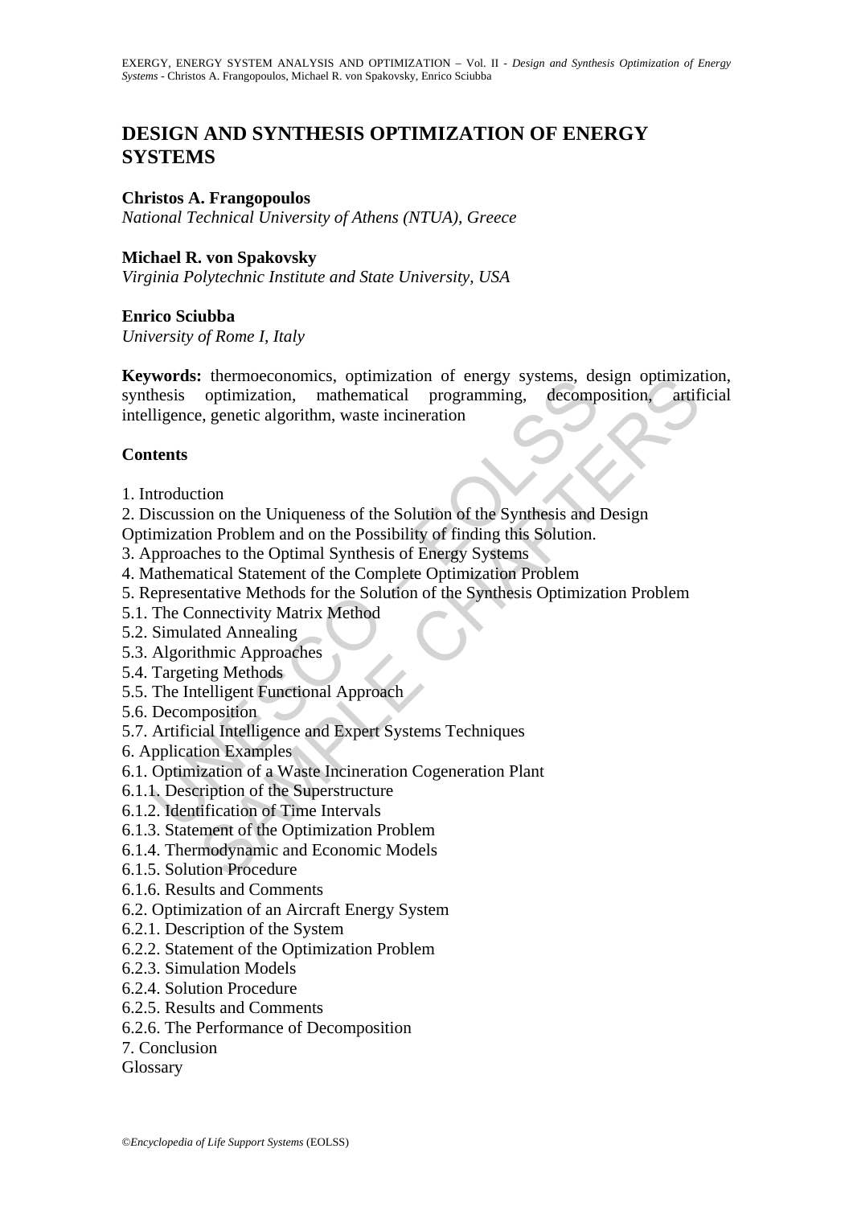# DESIGN AND SYNTHESIS OPTIMIZATION OF ENERGY SYSTEMS

**Christos A. Frangopoulos**
*National Technical University of Athens (NTUA), Greece*

**Michael R. von Spakovsky**
*Virginia Polytechnic Institute and State University, USA*

**Enrico Sciubba**
*University of Rome I, Italy*

**Keywords:** thermoeconomics, optimization of energy systems, design optimization, synthesis optimization, mathematical programming, decomposition, artificial intelligence, genetic algorithm, waste incineration

## Contents

1. Introduction
2. Discussion on the Uniqueness of the Solution of the Synthesis and Design Optimization Problem and on the Possibility of finding this Solution.
3. Approaches to the Optimal Synthesis of Energy Systems
4. Mathematical Statement of the Complete Optimization Problem
5. Representative Methods for the Solution of the Synthesis Optimization Problem
5.1. The Connectivity Matrix Method
5.2. Simulated Annealing
5.3. Algorithmic Approaches
5.4. Targeting Methods
5.5. The Intelligent Functional Approach
5.6. Decomposition
5.7. Artificial Intelligence and Expert Systems Techniques
6. Application Examples
6.1. Optimization of a Waste Incineration Cogeneration Plant
6.1.1. Description of the Superstructure
6.1.2. Identification of Time Intervals
6.1.3. Statement of the Optimization Problem
6.1.4. Thermodynamic and Economic Models
6.1.5. Solution Procedure
6.1.6. Results and Comments
6.2. Optimization of an Aircraft Energy System
6.2.1. Description of the System
6.2.2. Statement of the Optimization Problem
6.2.3. Simulation Models
6.2.4. Solution Procedure
6.2.5. Results and Comments
6.2.6. The Performance of Decomposition
7. Conclusion
Glossary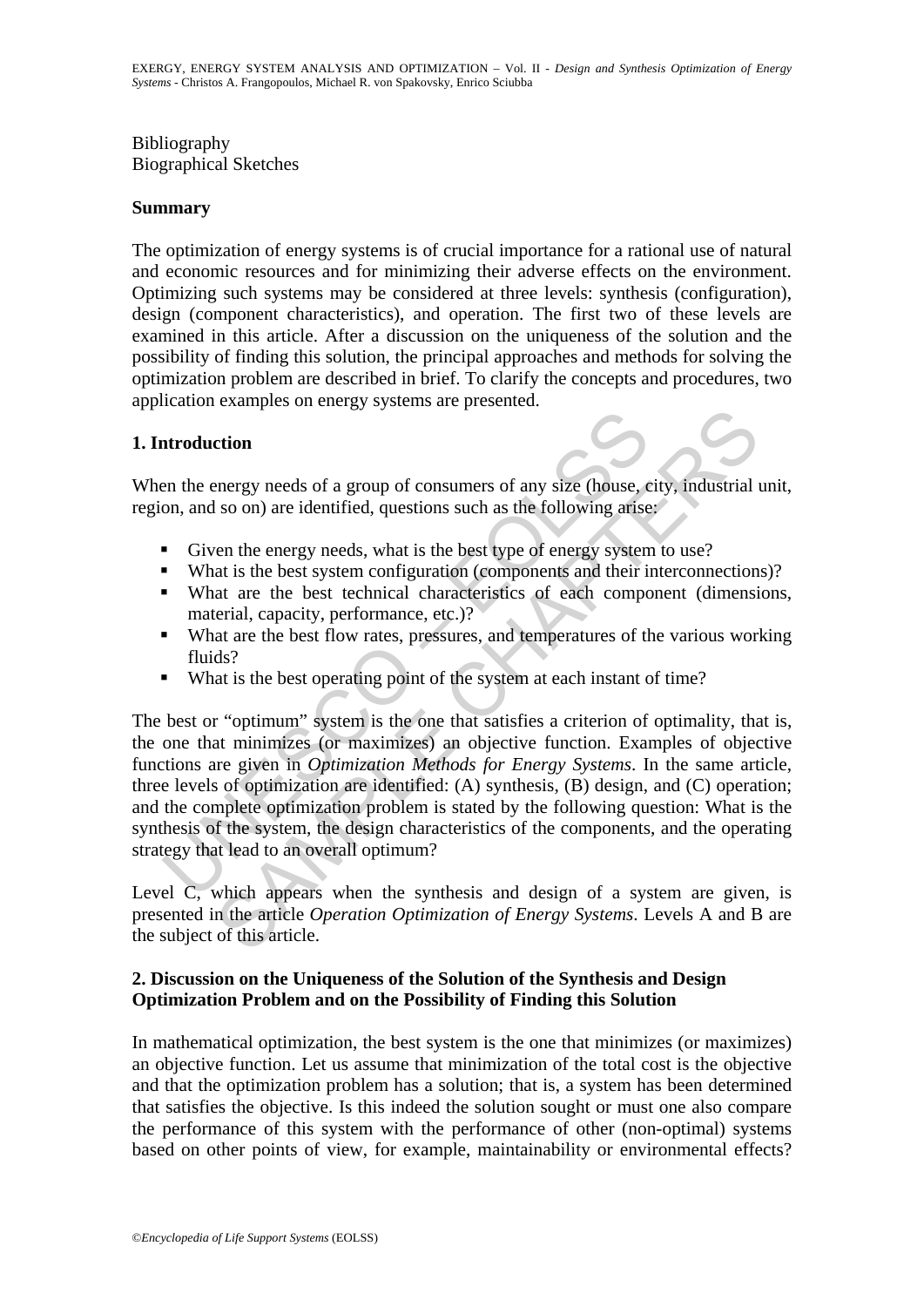Bibliography
Biographical Sketches

## Summary

The optimization of energy systems is of crucial importance for a rational use of natural and economic resources and for minimizing their adverse effects on the environment. Optimizing such systems may be considered at three levels: synthesis (configuration), design (component characteristics), and operation. The first two of these levels are examined in this article. After a discussion on the uniqueness of the solution and the possibility of finding this solution, the principal approaches and methods for solving the optimization problem are described in brief. To clarify the concepts and procedures, two application examples on energy systems are presented.

## 1. Introduction

When the energy needs of a group of consumers of any size (house, city, industrial unit, region, and so on) are identified, questions such as the following arise:

- Given the energy needs, what is the best type of energy system to use?
- What is the best system configuration (components and their interconnections)?
- What are the best technical characteristics of each component (dimensions, material, capacity, performance, etc.)?
- What are the best flow rates, pressures, and temperatures of the various working fluids?
- What is the best operating point of the system at each instant of time?

The best or "optimum" system is the one that satisfies a criterion of optimality, that is, the one that minimizes (or maximizes) an objective function. Examples of objective functions are given in *Optimization Methods for Energy Systems*. In the same article, three levels of optimization are identified: (A) synthesis, (B) design, and (C) operation; and the complete optimization problem is stated by the following question: What is the synthesis of the system, the design characteristics of the components, and the operating strategy that lead to an overall optimum?

Level C, which appears when the synthesis and design of a system are given, is presented in the article *Operation Optimization of Energy Systems*. Levels A and B are the subject of this article.

## 2. Discussion on the Uniqueness of the Solution of the Synthesis and Design Optimization Problem and on the Possibility of Finding this Solution

In mathematical optimization, the best system is the one that minimizes (or maximizes) an objective function. Let us assume that minimization of the total cost is the objective and that the optimization problem has a solution; that is, a system has been determined that satisfies the objective. Is this indeed the solution sought or must one also compare the performance of this system with the performance of other (non-optimal) systems based on other points of view, for example, maintainability or environmental effects?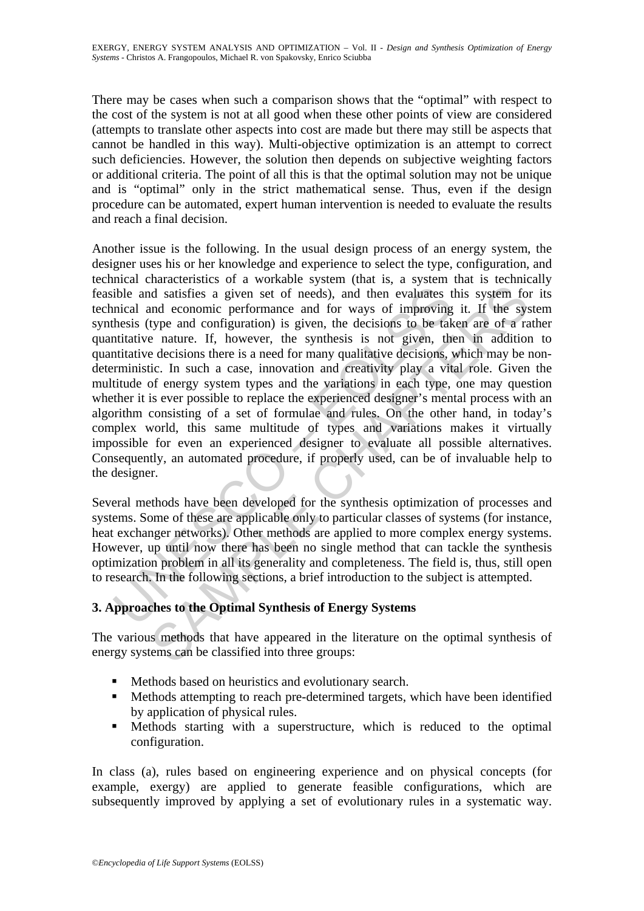There may be cases when such a comparison shows that the "optimal" with respect to the cost of the system is not at all good when these other points of view are considered (attempts to translate other aspects into cost are made but there may still be aspects that cannot be handled in this way). Multi-objective optimization is an attempt to correct such deficiencies. However, the solution then depends on subjective weighting factors or additional criteria. The point of all this is that the optimal solution may not be unique and is "optimal" only in the strict mathematical sense. Thus, even if the design procedure can be automated, expert human intervention is needed to evaluate the results and reach a final decision.

Another issue is the following. In the usual design process of an energy system, the designer uses his or her knowledge and experience to select the type, configuration, and technical characteristics of a workable system (that is, a system that is technically feasible and satisfies a given set of needs), and then evaluates this system for its technical and economic performance and for ways of improving it. If the system synthesis (type and configuration) is given, the decisions to be taken are of a rather quantitative nature. If, however, the synthesis is not given, then in addition to quantitative decisions there is a need for many qualitative decisions, which may be non-deterministic. In such a case, innovation and creativity play a vital role. Given the multitude of energy system types and the variations in each type, one may question whether it is ever possible to replace the experienced designer's mental process with an algorithm consisting of a set of formulae and rules. On the other hand, in today's complex world, this same multitude of types and variations makes it virtually impossible for even an experienced designer to evaluate all possible alternatives. Consequently, an automated procedure, if properly used, can be of invaluable help to the designer.

Several methods have been developed for the synthesis optimization of processes and systems. Some of these are applicable only to particular classes of systems (for instance, heat exchanger networks). Other methods are applied to more complex energy systems. However, up until now there has been no single method that can tackle the synthesis optimization problem in all its generality and completeness. The field is, thus, still open to research. In the following sections, a brief introduction to the subject is attempted.

## 3. Approaches to the Optimal Synthesis of Energy Systems

The various methods that have appeared in the literature on the optimal synthesis of energy systems can be classified into three groups:

- Methods based on heuristics and evolutionary search.
- Methods attempting to reach pre-determined targets, which have been identified by application of physical rules.
- Methods starting with a superstructure, which is reduced to the optimal configuration.

In class (a), rules based on engineering experience and on physical concepts (for example, exergy) are applied to generate feasible configurations, which are subsequently improved by applying a set of evolutionary rules in a systematic way.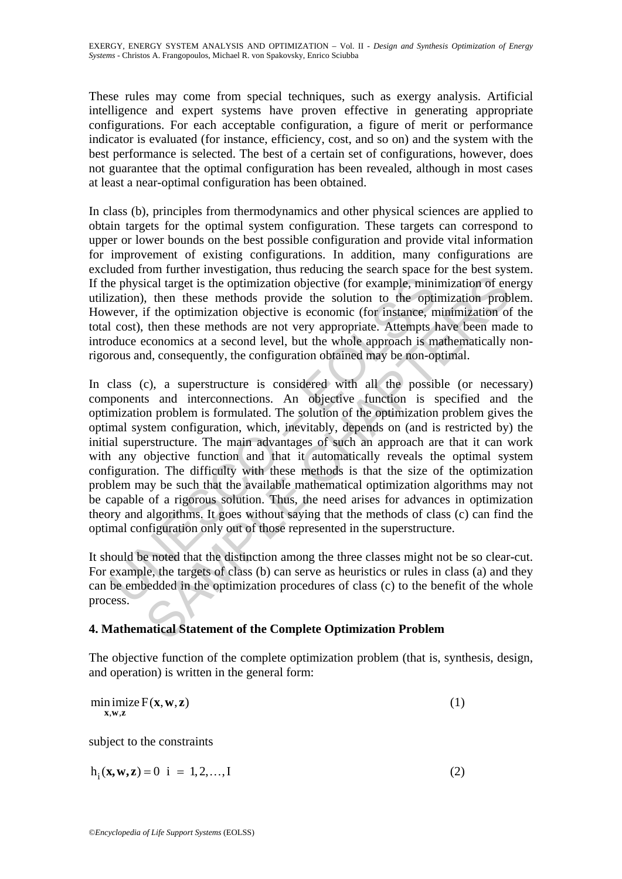These rules may come from special techniques, such as exergy analysis. Artificial intelligence and expert systems have proven effective in generating appropriate configurations. For each acceptable configuration, a figure of merit or performance indicator is evaluated (for instance, efficiency, cost, and so on) and the system with the best performance is selected. The best of a certain set of configurations, however, does not guarantee that the optimal configuration has been revealed, although in most cases at least a near-optimal configuration has been obtained.

In class (b), principles from thermodynamics and other physical sciences are applied to obtain targets for the optimal system configuration. These targets can correspond to upper or lower bounds on the best possible configuration and provide vital information for improvement of existing configurations. In addition, many configurations are excluded from further investigation, thus reducing the search space for the best system. If the physical target is the optimization objective (for example, minimization of energy utilization), then these methods provide the solution to the optimization problem. However, if the optimization objective is economic (for instance, minimization of the total cost), then these methods are not very appropriate. Attempts have been made to introduce economics at a second level, but the whole approach is mathematically non-rigorous and, consequently, the configuration obtained may be non-optimal.

In class (c), a superstructure is considered with all the possible (or necessary) components and interconnections. An objective function is specified and the optimization problem is formulated. The solution of the optimization problem gives the optimal system configuration, which, inevitably, depends on (and is restricted by) the initial superstructure. The main advantages of such an approach are that it can work with any objective function and that it automatically reveals the optimal system configuration. The difficulty with these methods is that the size of the optimization problem may be such that the available mathematical optimization algorithms may not be capable of a rigorous solution. Thus, the need arises for advances in optimization theory and algorithms. It goes without saying that the methods of class (c) can find the optimal configuration only out of those represented in the superstructure.

It should be noted that the distinction among the three classes might not be so clear-cut. For example, the targets of class (b) can serve as heuristics or rules in class (a) and they can be embedded in the optimization procedures of class (c) to the benefit of the whole process.

## 4. Mathematical Statement of the Complete Optimization Problem

The objective function of the complete optimization problem (that is, synthesis, design, and operation) is written in the general form:

$$\underset{\mathbf{x},\mathbf{w},\mathbf{z}}{\text{minimize}}\, F(\mathbf{x},\mathbf{w},\mathbf{z}) \tag{1}$$

subject to the constraints

$$h_i(\mathbf{x},\mathbf{w},\mathbf{z}) = 0 \quad i = 1,2,\ldots,I \tag{2}$$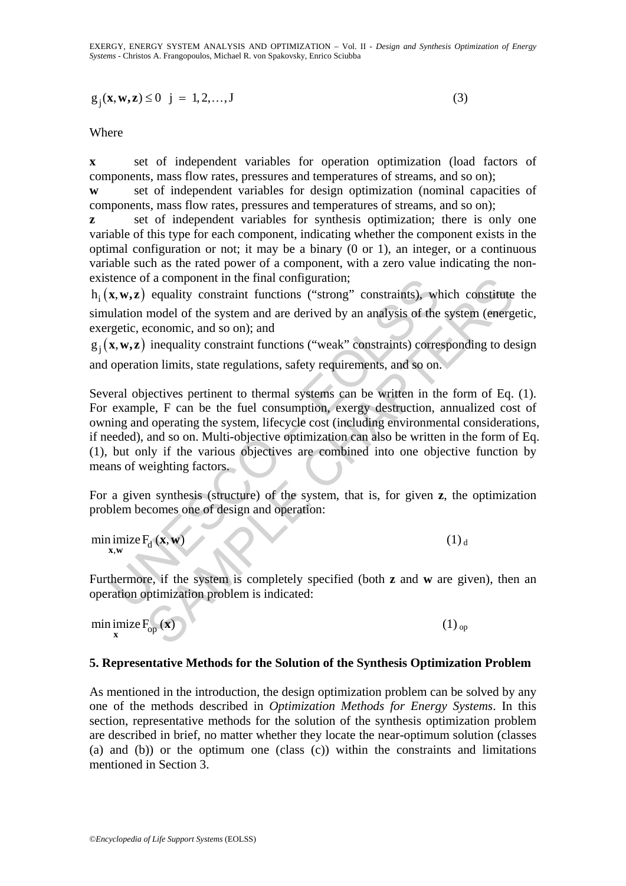$$g_j(\mathbf{x}, \mathbf{w}, \mathbf{z}) \le 0 \quad j = 1, 2, \ldots, J \tag{3}$$

Where

**x** set of independent variables for operation optimization (load factors of components, mass flow rates, pressures and temperatures of streams, and so on);

**w** set of independent variables for design optimization (nominal capacities of components, mass flow rates, pressures and temperatures of streams, and so on);

**z** set of independent variables for synthesis optimization; there is only one variable of this type for each component, indicating whether the component exists in the optimal configuration or not; it may be a binary (0 or 1), an integer, or a continuous variable such as the rated power of a component, with a zero value indicating the non-existence of a component in the final configuration;

$h_i(\mathbf{x}, \mathbf{w}, \mathbf{z})$ equality constraint functions ("strong" constraints), which constitute the simulation model of the system and are derived by an analysis of the system (energetic, exergetic, economic, and so on); and

$g_j(\mathbf{x}, \mathbf{w}, \mathbf{z})$ inequality constraint functions ("weak" constraints) corresponding to design and operation limits, state regulations, safety requirements, and so on.

Several objectives pertinent to thermal systems can be written in the form of Eq. (1). For example, F can be the fuel consumption, exergy destruction, annualized cost of owning and operating the system, lifecycle cost (including environmental considerations, if needed), and so on. Multi-objective optimization can also be written in the form of Eq. (1), but only if the various objectives are combined into one objective function by means of weighting factors.

For a given synthesis (structure) of the system, that is, for given **z**, the optimization problem becomes one of design and operation:

$$\underset{\mathbf{x},\mathbf{w}}{\text{minimize}}\, F_d(\mathbf{x}, \mathbf{w}) \tag*{(1)$_d$}$$

Furthermore, if the system is completely specified (both **z** and **w** are given), then an operation optimization problem is indicated:

$$\underset{\mathbf{x}}{\text{minimize}}\, F_{op}(\mathbf{x}) \tag*{(1)$_{op}$}$$

## 5. Representative Methods for the Solution of the Synthesis Optimization Problem

As mentioned in the introduction, the design optimization problem can be solved by any one of the methods described in *Optimization Methods for Energy Systems*. In this section, representative methods for the solution of the synthesis optimization problem are described in brief, no matter whether they locate the near-optimum solution (classes (a) and (b)) or the optimum one (class (c)) within the constraints and limitations mentioned in Section 3.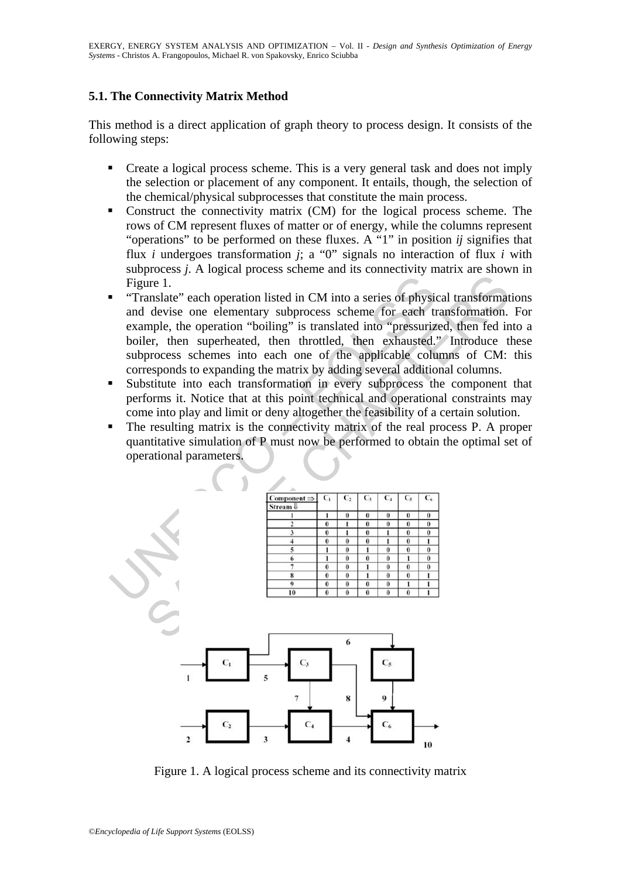### 5.1. The Connectivity Matrix Method

This method is a direct application of graph theory to process design. It consists of the following steps:

- Create a logical process scheme. This is a very general task and does not imply the selection or placement of any component. It entails, though, the selection of the chemical/physical subprocesses that constitute the main process.
- Construct the connectivity matrix (CM) for the logical process scheme. The rows of CM represent fluxes of matter or of energy, while the columns represent "operations" to be performed on these fluxes. A "1" in position *ij* signifies that flux *i* undergoes transformation *j*; a "0" signals no interaction of flux *i* with subprocess *j*. A logical process scheme and its connectivity matrix are shown in Figure 1.
- "Translate" each operation listed in CM into a series of physical transformations and devise one elementary subprocess scheme for each transformation. For example, the operation "boiling" is translated into "pressurized, then fed into a boiler, then superheated, then throttled, then exhausted." Introduce these subprocess schemes into each one of the applicable columns of CM: this corresponds to expanding the matrix by adding several additional columns.
- Substitute into each transformation in every subprocess the component that performs it. Notice that at this point technical and operational constraints may come into play and limit or deny altogether the feasibility of a certain solution.
- The resulting matrix is the connectivity matrix of the real process P. A proper quantitative simulation of P must now be performed to obtain the optimal set of operational parameters.

| Component ⇒ / Stream ⇓ | $C_1$ | $C_2$ | $C_3$ | $C_4$ | $C_5$ | $C_6$ |
|---|---|---|---|---|---|---|
| 1 | 1 | 0 | 0 | 0 | 0 | 0 |
| 2 | 0 | 1 | 0 | 0 | 0 | 0 |
| 3 | 0 | 1 | 0 | 1 | 0 | 0 |
| 4 | 0 | 0 | 0 | 1 | 0 | 1 |
| 5 | 1 | 0 | 1 | 0 | 0 | 0 |
| 6 | 1 | 0 | 0 | 0 | 1 | 0 |
| 7 | 0 | 0 | 1 | 0 | 0 | 0 |
| 8 | 0 | 0 | 1 | 0 | 0 | 1 |
| 9 | 0 | 0 | 0 | 0 | 1 | 1 |
| 10 | 0 | 0 | 0 | 0 | 0 | 1 |

Figure 1. A logical process scheme and its connectivity matrix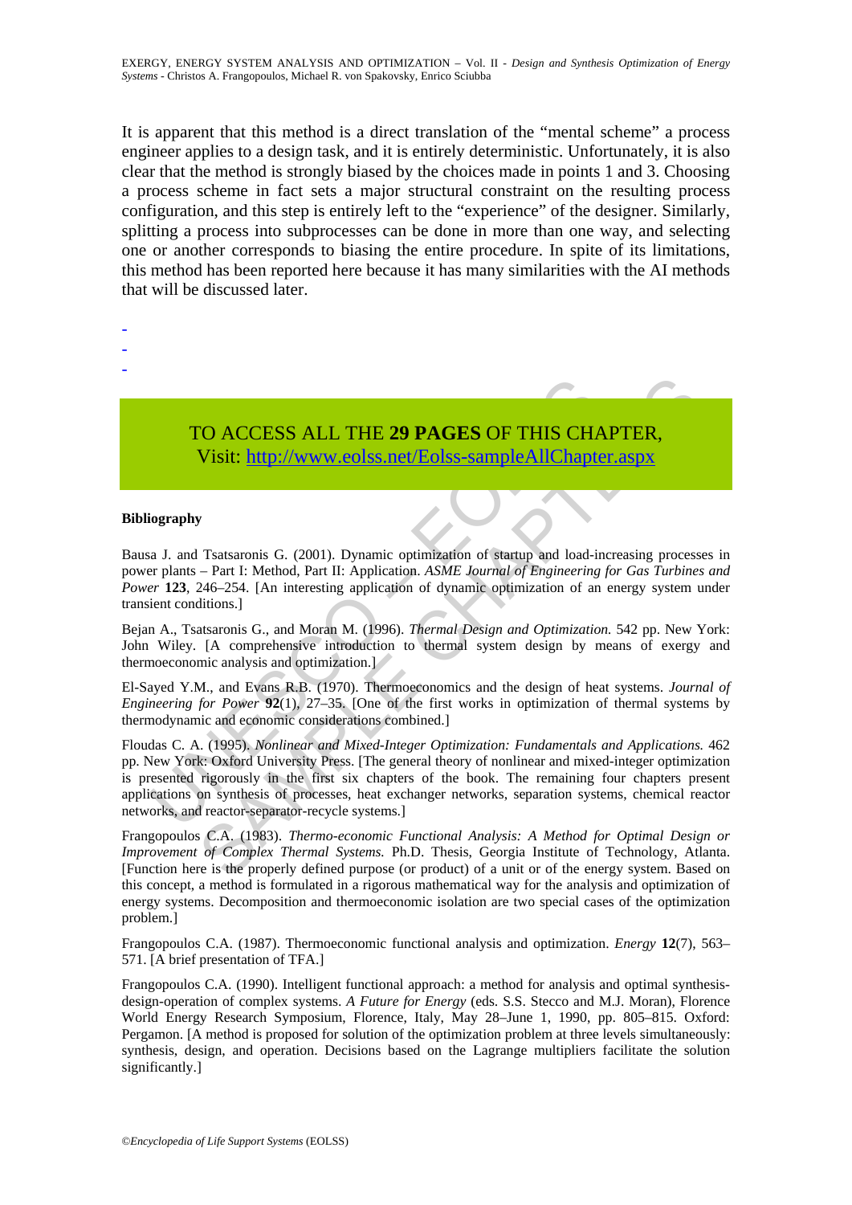It is apparent that this method is a direct translation of the "mental scheme" a process engineer applies to a design task, and it is entirely deterministic. Unfortunately, it is also clear that the method is strongly biased by the choices made in points 1 and 3. Choosing a process scheme in fact sets a major structural constraint on the resulting process configuration, and this step is entirely left to the "experience" of the designer. Similarly, splitting a process into subprocesses can be done in more than one way, and selecting one or another corresponds to biasing the entire procedure. In spite of its limitations, this method has been reported here because it has many similarities with the AI methods that will be discussed later.

-
-
-

TO ACCESS ALL THE **29 PAGES** OF THIS CHAPTER,
Visit: http://www.eolss.net/Eolss-sampleAllChapter.aspx

**Bibliography**

Bausa J. and Tsatsaronis G. (2001). Dynamic optimization of startup and load-increasing processes in power plants – Part I: Method, Part II: Application. *ASME Journal of Engineering for Gas Turbines and Power* **123**, 246–254. [An interesting application of dynamic optimization of an energy system under transient conditions.]

Bejan A., Tsatsaronis G., and Moran M. (1996). *Thermal Design and Optimization.* 542 pp. New York: John Wiley. [A comprehensive introduction to thermal system design by means of exergy and thermoeconomic analysis and optimization.]

El-Sayed Y.M., and Evans R.B. (1970). Thermoeconomics and the design of heat systems. *Journal of Engineering for Power* **92**(1), 27–35. [One of the first works in optimization of thermal systems by thermodynamic and economic considerations combined.]

Floudas C. A. (1995). *Nonlinear and Mixed-Integer Optimization: Fundamentals and Applications.* 462 pp. New York: Oxford University Press. [The general theory of nonlinear and mixed-integer optimization is presented rigorously in the first six chapters of the book. The remaining four chapters present applications on synthesis of processes, heat exchanger networks, separation systems, chemical reactor networks, and reactor-separator-recycle systems.]

Frangopoulos C.A. (1983). *Thermo-economic Functional Analysis: A Method for Optimal Design or Improvement of Complex Thermal Systems.* Ph.D. Thesis, Georgia Institute of Technology, Atlanta. [Function here is the properly defined purpose (or product) of a unit or of the energy system. Based on this concept, a method is formulated in a rigorous mathematical way for the analysis and optimization of energy systems. Decomposition and thermoeconomic isolation are two special cases of the optimization problem.]

Frangopoulos C.A. (1987). Thermoeconomic functional analysis and optimization. *Energy* **12**(7), 563–571. [A brief presentation of TFA.]

Frangopoulos C.A. (1990). Intelligent functional approach: a method for analysis and optimal synthesis-design-operation of complex systems. *A Future for Energy* (eds. S.S. Stecco and M.J. Moran), Florence World Energy Research Symposium, Florence, Italy, May 28–June 1, 1990, pp. 805–815. Oxford: Pergamon. [A method is proposed for solution of the optimization problem at three levels simultaneously: synthesis, design, and operation. Decisions based on the Lagrange multipliers facilitate the solution significantly.]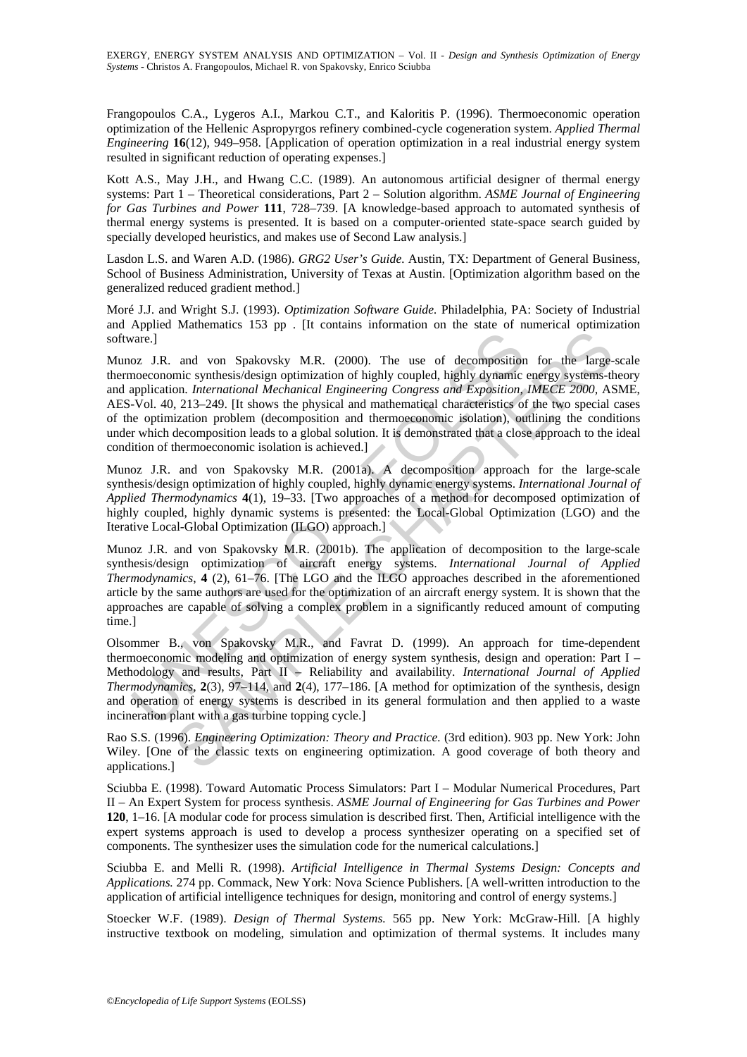Frangopoulos C.A., Lygeros A.I., Markou C.T., and Kaloritis P. (1996). Thermoeconomic operation optimization of the Hellenic Aspropyrgos refinery combined-cycle cogeneration system. *Applied Thermal Engineering* **16**(12), 949–958. [Application of operation optimization in a real industrial energy system resulted in significant reduction of operating expenses.]

Kott A.S., May J.H., and Hwang C.C. (1989). An autonomous artificial designer of thermal energy systems: Part 1 – Theoretical considerations, Part 2 – Solution algorithm. *ASME Journal of Engineering for Gas Turbines and Power* **111**, 728–739. [A knowledge-based approach to automated synthesis of thermal energy systems is presented. It is based on a computer-oriented state-space search guided by specially developed heuristics, and makes use of Second Law analysis.]

Lasdon L.S. and Waren A.D. (1986). *GRG2 User's Guide.* Austin, TX: Department of General Business, School of Business Administration, University of Texas at Austin. [Optimization algorithm based on the generalized reduced gradient method.]

Moré J.J. and Wright S.J. (1993). *Optimization Software Guide.* Philadelphia, PA: Society of Industrial and Applied Mathematics 153 pp . [It contains information on the state of numerical optimization software.]

Munoz J.R. and von Spakovsky M.R. (2000). The use of decomposition for the large-scale thermoeconomic synthesis/design optimization of highly coupled, highly dynamic energy systems-theory and application. *International Mechanical Engineering Congress and Exposition, IMECE 2000,* ASME, AES-Vol. 40, 213–249. [It shows the physical and mathematical characteristics of the two special cases of the optimization problem (decomposition and thermoeconomic isolation), outlining the conditions under which decomposition leads to a global solution. It is demonstrated that a close approach to the ideal condition of thermoeconomic isolation is achieved.]

Munoz J.R. and von Spakovsky M.R. (2001a). A decomposition approach for the large-scale synthesis/design optimization of highly coupled, highly dynamic energy systems. *International Journal of Applied Thermodynamics* **4**(1), 19–33. [Two approaches of a method for decomposed optimization of highly coupled, highly dynamic systems is presented: the Local-Global Optimization (LGO) and the Iterative Local-Global Optimization (ILGO) approach.]

Munoz J.R. and von Spakovsky M.R. (2001b). The application of decomposition to the large-scale synthesis/design optimization of aircraft energy systems. *International Journal of Applied Thermodynamics*, **4** (2), 61–76. [The LGO and the ILGO approaches described in the aforementioned article by the same authors are used for the optimization of an aircraft energy system. It is shown that the approaches are capable of solving a complex problem in a significantly reduced amount of computing time.]

Olsommer B., von Spakovsky M.R., and Favrat D. (1999). An approach for time-dependent thermoeconomic modeling and optimization of energy system synthesis, design and operation: Part I – Methodology and results, Part II – Reliability and availability. *International Journal of Applied Thermodynamics*, **2**(3), 97–114, and **2**(4), 177–186. [A method for optimization of the synthesis, design and operation of energy systems is described in its general formulation and then applied to a waste incineration plant with a gas turbine topping cycle.]

Rao S.S. (1996). *Engineering Optimization: Theory and Practice.* (3rd edition). 903 pp. New York: John Wiley. [One of the classic texts on engineering optimization. A good coverage of both theory and applications.]

Sciubba E. (1998). Toward Automatic Process Simulators: Part I – Modular Numerical Procedures, Part II – An Expert System for process synthesis. *ASME Journal of Engineering for Gas Turbines and Power* **120**, 1–16. [A modular code for process simulation is described first. Then, Artificial intelligence with the expert systems approach is used to develop a process synthesizer operating on a specified set of components. The synthesizer uses the simulation code for the numerical calculations.]

Sciubba E. and Melli R. (1998). *Artificial Intelligence in Thermal Systems Design: Concepts and Applications.* 274 pp. Commack, New York: Nova Science Publishers. [A well-written introduction to the application of artificial intelligence techniques for design, monitoring and control of energy systems.]

Stoecker W.F. (1989). *Design of Thermal Systems.* 565 pp. New York: McGraw-Hill. [A highly instructive textbook on modeling, simulation and optimization of thermal systems. It includes many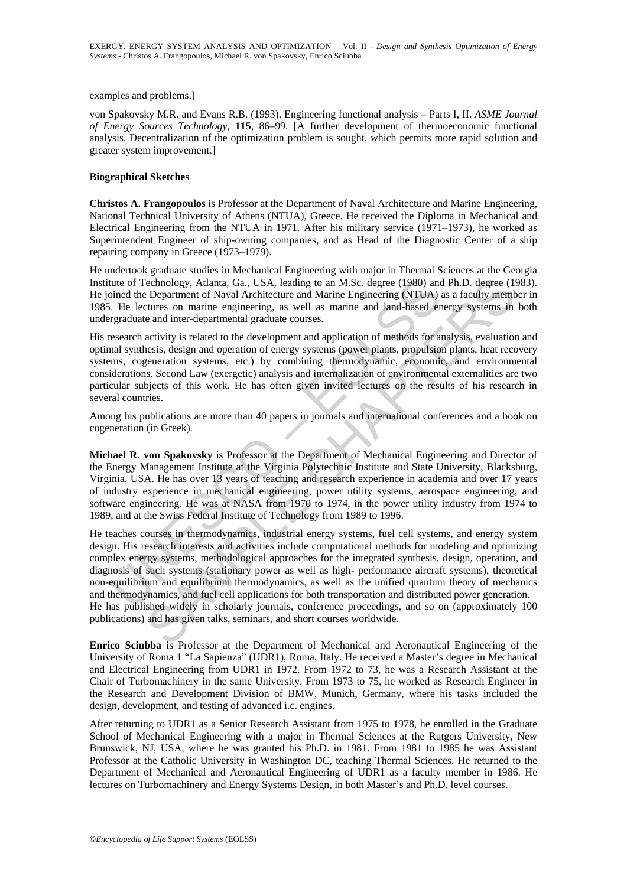examples and problems.]

von Spakovsky M.R. and Evans R.B. (1993). Engineering functional analysis – Parts I, II. *ASME Journal of Energy Sources Technology*, **115**, 86–99. [A further development of thermoeconomic functional analysis. Decentralization of the optimization problem is sought, which permits more rapid solution and greater system improvement.]

**Biographical Sketches**

**Christos A. Frangopoulos** is Professor at the Department of Naval Architecture and Marine Engineering, National Technical University of Athens (NTUA), Greece. He received the Diploma in Mechanical and Electrical Engineering from the NTUA in 1971. After his military service (1971–1973), he worked as Superintendent Engineer of ship-owning companies, and as Head of the Diagnostic Center of a ship repairing company in Greece (1973–1979).

He undertook graduate studies in Mechanical Engineering with major in Thermal Sciences at the Georgia Institute of Technology, Atlanta, Ga., USA, leading to an M.Sc. degree (1980) and Ph.D. degree (1983). He joined the Department of Naval Architecture and Marine Engineering (NTUA) as a faculty member in 1985. He lectures on marine engineering, as well as marine and land-based energy systems in both undergraduate and inter-departmental graduate courses.

His research activity is related to the development and application of methods for analysis, evaluation and optimal synthesis, design and operation of energy systems (power plants, propulsion plants, heat recovery systems, cogeneration systems, etc.) by combining thermodynamic, economic, and environmental considerations. Second Law (exergetic) analysis and internalization of environmental externalities are two particular subjects of this work. He has often given invited lectures on the results of his research in several countries.

Among his publications are more than 40 papers in journals and international conferences and a book on cogeneration (in Greek).

**Michael R. von Spakovsky** is Professor at the Department of Mechanical Engineering and Director of the Energy Management Institute at the Virginia Polytechnic Institute and State University, Blacksburg, Virginia, USA. He has over 13 years of teaching and research experience in academia and over 17 years of industry experience in mechanical engineering, power utility systems, aerospace engineering, and software engineering. He was at NASA from 1970 to 1974, in the power utility industry from 1974 to 1989, and at the Swiss Federal Institute of Technology from 1989 to 1996.

He teaches courses in thermodynamics, industrial energy systems, fuel cell systems, and energy system design. His research interests and activities include computational methods for modeling and optimizing complex energy systems, methodological approaches for the integrated synthesis, design, operation, and diagnosis of such systems (stationary power as well as high- performance aircraft systems), theoretical non-equilibrium and equilibrium thermodynamics, as well as the unified quantum theory of mechanics and thermodynamics, and fuel cell applications for both transportation and distributed power generation. He has published widely in scholarly journals, conference proceedings, and so on (approximately 100 publications) and has given talks, seminars, and short courses worldwide.

**Enrico Sciubba** is Professor at the Department of Mechanical and Aeronautical Engineering of the University of Roma 1 "La Sapienza" (UDR1), Roma, Italy. He received a Master's degree in Mechanical and Electrical Engineering from UDR1 in 1972. From 1972 to 73, he was a Research Assistant at the Chair of Turbomachinery in the same University. From 1973 to 75, he worked as Research Engineer in the Research and Development Division of BMW, Munich, Germany, where his tasks included the design, development, and testing of advanced i.c. engines.

After returning to UDR1 as a Senior Research Assistant from 1975 to 1978, he enrolled in the Graduate School of Mechanical Engineering with a major in Thermal Sciences at the Rutgers University, New Brunswick, NJ, USA, where he was granted his Ph.D. in 1981. From 1981 to 1985 he was Assistant Professor at the Catholic University in Washington DC, teaching Thermal Sciences. He returned to the Department of Mechanical and Aeronautical Engineering of UDR1 as a faculty member in 1986. He lectures on Turbomachinery and Energy Systems Design, in both Master's and Ph.D. level courses.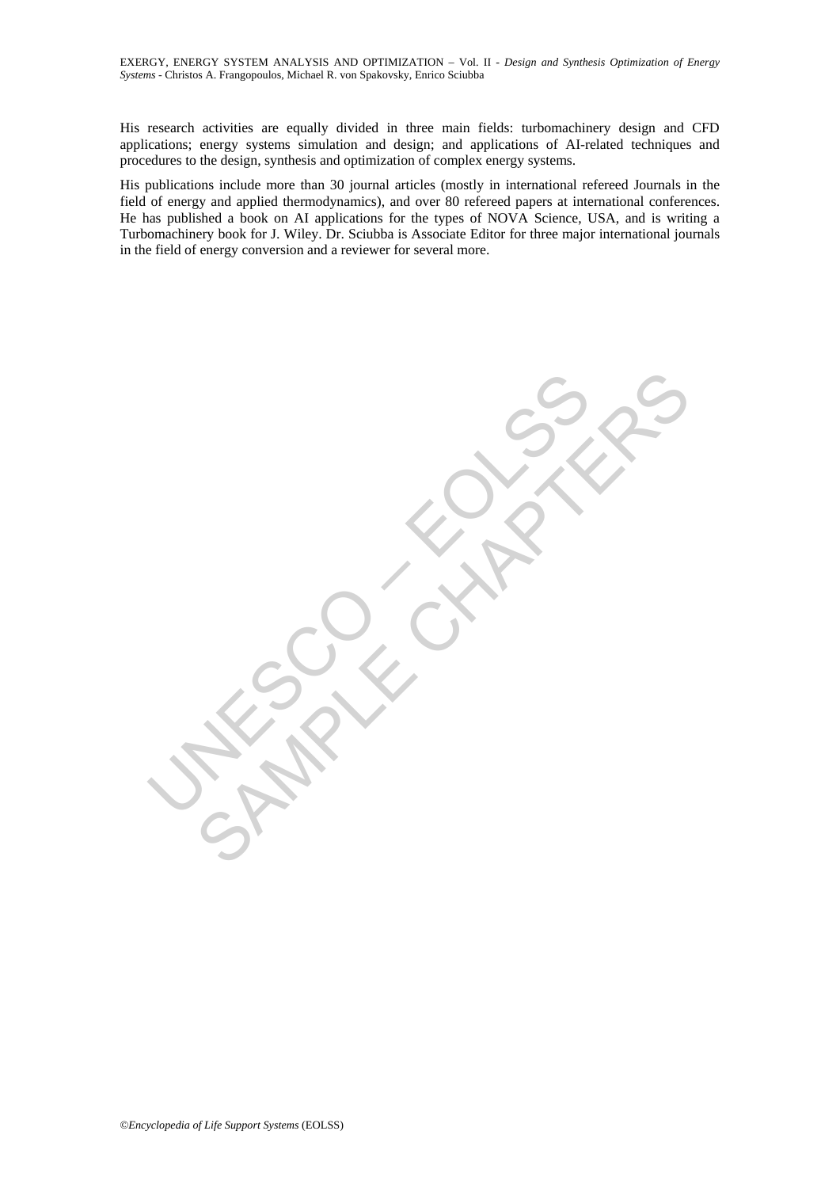His research activities are equally divided in three main fields: turbomachinery design and CFD applications; energy systems simulation and design; and applications of AI-related techniques and procedures to the design, synthesis and optimization of complex energy systems.

His publications include more than 30 journal articles (mostly in international refereed Journals in the field of energy and applied thermodynamics), and over 80 refereed papers at international conferences. He has published a book on AI applications for the types of NOVA Science, USA, and is writing a Turbomachinery book for J. Wiley. Dr. Sciubba is Associate Editor for three major international journals in the field of energy conversion and a reviewer for several more.